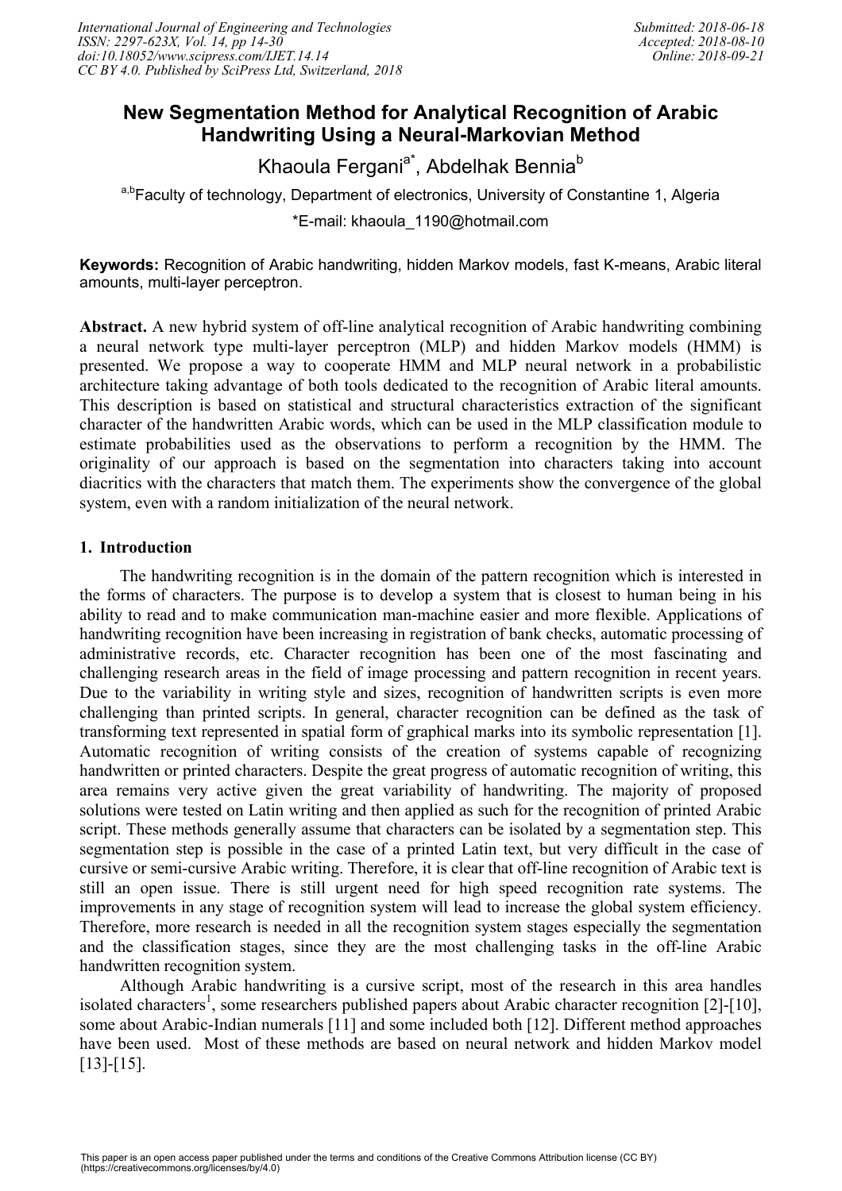# New Segmentation Method for Analytical Recognition of Arabic Handwriting Using a Neural-Markovian Method

Khaoula Fergani[a*], Abdelhak Bennia[b]

[a,b]Faculty of technology, Department of electronics, University of Constantine 1, Algeria

*E-mail: khaoula_1190@hotmail.com

**Keywords:** Recognition of Arabic handwriting, hidden Markov models, fast K-means, Arabic literal amounts, multi-layer perceptron.

**Abstract.** A new hybrid system of off-line analytical recognition of Arabic handwriting combining a neural network type multi-layer perceptron (MLP) and hidden Markov models (HMM) is presented. We propose a way to cooperate HMM and MLP neural network in a probabilistic architecture taking advantage of both tools dedicated to the recognition of Arabic literal amounts. This description is based on statistical and structural characteristics extraction of the significant character of the handwritten Arabic words, which can be used in the MLP classification module to estimate probabilities used as the observations to perform a recognition by the HMM. The originality of our approach is based on the segmentation into characters taking into account diacritics with the characters that match them. The experiments show the convergence of the global system, even with a random initialization of the neural network.

## 1. Introduction

The handwriting recognition is in the domain of the pattern recognition which is interested in the forms of characters. The purpose is to develop a system that is closest to human being in his ability to read and to make communication man-machine easier and more flexible. Applications of handwriting recognition have been increasing in registration of bank checks, automatic processing of administrative records, etc. Character recognition has been one of the most fascinating and challenging research areas in the field of image processing and pattern recognition in recent years. Due to the variability in writing style and sizes, recognition of handwritten scripts is even more challenging than printed scripts. In general, character recognition can be defined as the task of transforming text represented in spatial form of graphical marks into its symbolic representation [1]. Automatic recognition of writing consists of the creation of systems capable of recognizing handwritten or printed characters. Despite the great progress of automatic recognition of writing, this area remains very active given the great variability of handwriting. The majority of proposed solutions were tested on Latin writing and then applied as such for the recognition of printed Arabic script. These methods generally assume that characters can be isolated by a segmentation step. This segmentation step is possible in the case of a printed Latin text, but very difficult in the case of cursive or semi-cursive Arabic writing. Therefore, it is clear that off-line recognition of Arabic text is still an open issue. There is still urgent need for high speed recognition rate systems. The improvements in any stage of recognition system will lead to increase the global system efficiency. Therefore, more research is needed in all the recognition system stages especially the segmentation and the classification stages, since they are the most challenging tasks in the off-line Arabic handwritten recognition system.

Although Arabic handwriting is a cursive script, most of the research in this area handles isolated characters[1], some researchers published papers about Arabic character recognition [2]-[10], some about Arabic-Indian numerals [11] and some included both [12]. Different method approaches have been used. Most of these methods are based on neural network and hidden Markov model [13]-[15].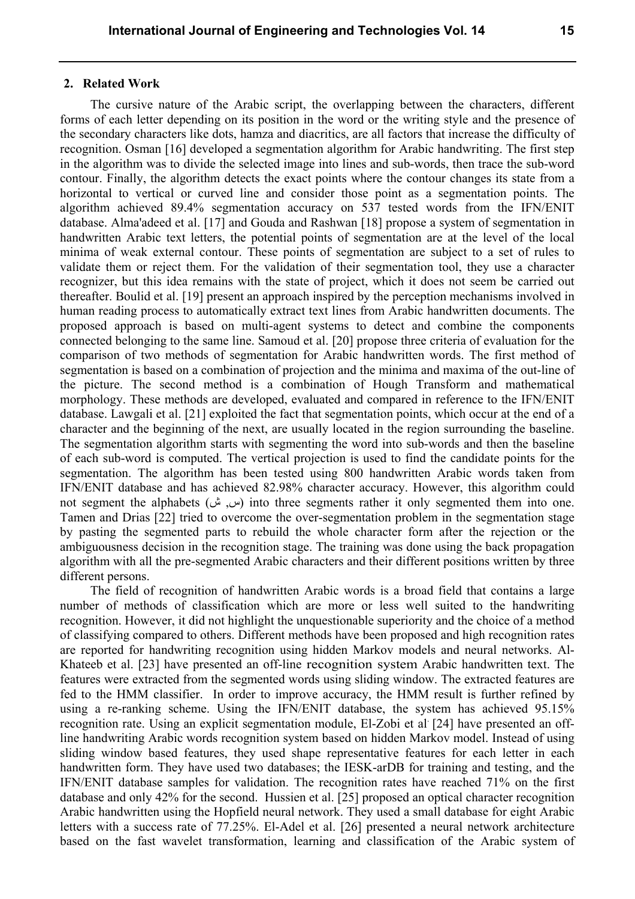## 2. Related Work

The cursive nature of the Arabic script, the overlapping between the characters, different forms of each letter depending on its position in the word or the writing style and the presence of the secondary characters like dots, hamza and diacritics, are all factors that increase the difficulty of recognition. Osman [16] developed a segmentation algorithm for Arabic handwriting. The first step in the algorithm was to divide the selected image into lines and sub-words, then trace the sub-word contour. Finally, the algorithm detects the exact points where the contour changes its state from a horizontal to vertical or curved line and consider those point as a segmentation points. The algorithm achieved 89.4% segmentation accuracy on 537 tested words from the IFN/ENIT database. Alma'adeed et al. [17] and Gouda and Rashwan [18] propose a system of segmentation in handwritten Arabic text letters, the potential points of segmentation are at the level of the local minima of weak external contour. These points of segmentation are subject to a set of rules to validate them or reject them. For the validation of their segmentation tool, they use a character recognizer, but this idea remains with the state of project, which it does not seem be carried out thereafter. Boulid et al. [19] present an approach inspired by the perception mechanisms involved in human reading process to automatically extract text lines from Arabic handwritten documents. The proposed approach is based on multi-agent systems to detect and combine the components connected belonging to the same line. Samoud et al. [20] propose three criteria of evaluation for the comparison of two methods of segmentation for Arabic handwritten words. The first method of segmentation is based on a combination of projection and the minima and maxima of the out-line of the picture. The second method is a combination of Hough Transform and mathematical morphology. These methods are developed, evaluated and compared in reference to the IFN/ENIT database. Lawgali et al. [21] exploited the fact that segmentation points, which occur at the end of a character and the beginning of the next, are usually located in the region surrounding the baseline. The segmentation algorithm starts with segmenting the word into sub-words and then the baseline of each sub-word is computed. The vertical projection is used to find the candidate points for the segmentation. The algorithm has been tested using 800 handwritten Arabic words taken from IFN/ENIT database and has achieved 82.98% character accuracy. However, this algorithm could not segment the alphabets (س, ش) into three segments rather it only segmented them into one. Tamen and Drias [22] tried to overcome the over-segmentation problem in the segmentation stage by pasting the segmented parts to rebuild the whole character form after the rejection or the ambiguousness decision in the recognition stage. The training was done using the back propagation algorithm with all the pre-segmented Arabic characters and their different positions written by three different persons.

The field of recognition of handwritten Arabic words is a broad field that contains a large number of methods of classification which are more or less well suited to the handwriting recognition. However, it did not highlight the unquestionable superiority and the choice of a method of classifying compared to others. Different methods have been proposed and high recognition rates are reported for handwriting recognition using hidden Markov models and neural networks. Al-Khateeb et al. [23] have presented an off-line recognition system Arabic handwritten text. The features were extracted from the segmented words using sliding window. The extracted features are fed to the HMM classifier. In order to improve accuracy, the HMM result is further refined by using a re-ranking scheme. Using the IFN/ENIT database, the system has achieved 95.15% recognition rate. Using an explicit segmentation module, El-Zobi et al. [24] have presented an off-line handwriting Arabic words recognition system based on hidden Markov model. Instead of using sliding window based features, they used shape representative features for each letter in each handwritten form. They have used two databases; the IESK-arDB for training and testing, and the IFN/ENIT database samples for validation. The recognition rates have reached 71% on the first database and only 42% for the second. Hussien et al. [25] proposed an optical character recognition Arabic handwritten using the Hopfield neural network. They used a small database for eight Arabic letters with a success rate of 77.25%. El-Adel et al. [26] presented a neural network architecture based on the fast wavelet transformation, learning and classification of the Arabic system of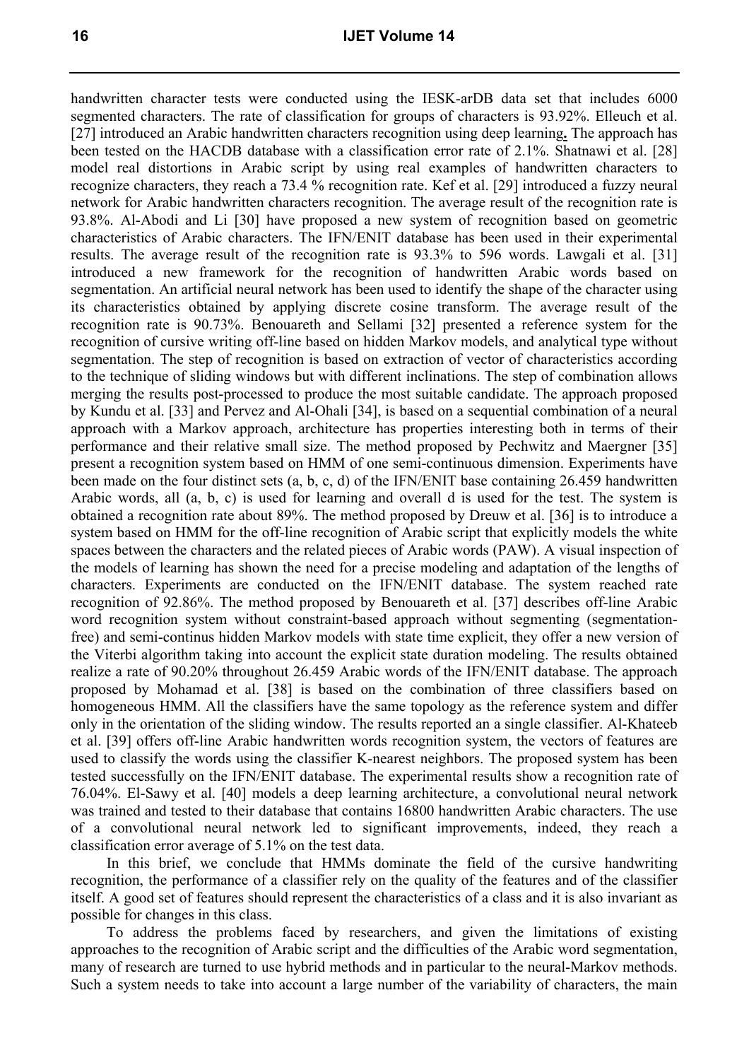handwritten character tests were conducted using the IESK-arDB data set that includes 6000 segmented characters. The rate of classification for groups of characters is 93.92%. Elleuch et al. [27] introduced an Arabic handwritten characters recognition using deep learning**.** The approach has been tested on the HACDB database with a classification error rate of 2.1%. Shatnawi et al. [28] model real distortions in Arabic script by using real examples of handwritten characters to recognize characters, they reach a 73.4 % recognition rate. Kef et al. [29] introduced a fuzzy neural network for Arabic handwritten characters recognition. The average result of the recognition rate is 93.8%. Al-Abodi and Li [30] have proposed a new system of recognition based on geometric characteristics of Arabic characters. The IFN/ENIT database has been used in their experimental results. The average result of the recognition rate is 93.3% to 596 words. Lawgali et al. [31] introduced a new framework for the recognition of handwritten Arabic words based on segmentation. An artificial neural network has been used to identify the shape of the character using its characteristics obtained by applying discrete cosine transform. The average result of the recognition rate is 90.73%. Benouareth and Sellami [32] presented a reference system for the recognition of cursive writing off-line based on hidden Markov models, and analytical type without segmentation. The step of recognition is based on extraction of vector of characteristics according to the technique of sliding windows but with different inclinations. The step of combination allows merging the results post-processed to produce the most suitable candidate. The approach proposed by Kundu et al. [33] and Pervez and Al-Ohali [34], is based on a sequential combination of a neural approach with a Markov approach, architecture has properties interesting both in terms of their performance and their relative small size. The method proposed by Pechwitz and Maergner [35] present a recognition system based on HMM of one semi-continuous dimension. Experiments have been made on the four distinct sets (a, b, c, d) of the IFN/ENIT base containing 26.459 handwritten Arabic words, all (a, b, c) is used for learning and overall d is used for the test. The system is obtained a recognition rate about 89%. The method proposed by Dreuw et al. [36] is to introduce a system based on HMM for the off-line recognition of Arabic script that explicitly models the white spaces between the characters and the related pieces of Arabic words (PAW). A visual inspection of the models of learning has shown the need for a precise modeling and adaptation of the lengths of characters. Experiments are conducted on the IFN/ENIT database. The system reached rate recognition of 92.86%. The method proposed by Benouareth et al. [37] describes off-line Arabic word recognition system without constraint-based approach without segmenting (segmentation-free) and semi-continus hidden Markov models with state time explicit, they offer a new version of the Viterbi algorithm taking into account the explicit state duration modeling. The results obtained realize a rate of 90.20% throughout 26.459 Arabic words of the IFN/ENIT database. The approach proposed by Mohamad et al. [38] is based on the combination of three classifiers based on homogeneous HMM. All the classifiers have the same topology as the reference system and differ only in the orientation of the sliding window. The results reported an a single classifier. Al-Khateeb et al. [39] offers off-line Arabic handwritten words recognition system, the vectors of features are used to classify the words using the classifier K-nearest neighbors. The proposed system has been tested successfully on the IFN/ENIT database. The experimental results show a recognition rate of 76.04%. El-Sawy et al. [40] models a deep learning architecture, a convolutional neural network was trained and tested to their database that contains 16800 handwritten Arabic characters. The use of a convolutional neural network led to significant improvements, indeed, they reach a classification error average of 5.1% on the test data.

In this brief, we conclude that HMMs dominate the field of the cursive handwriting recognition, the performance of a classifier rely on the quality of the features and of the classifier itself. A good set of features should represent the characteristics of a class and it is also invariant as possible for changes in this class.

To address the problems faced by researchers, and given the limitations of existing approaches to the recognition of Arabic script and the difficulties of the Arabic word segmentation, many of research are turned to use hybrid methods and in particular to the neural-Markov methods. Such a system needs to take into account a large number of the variability of characters, the main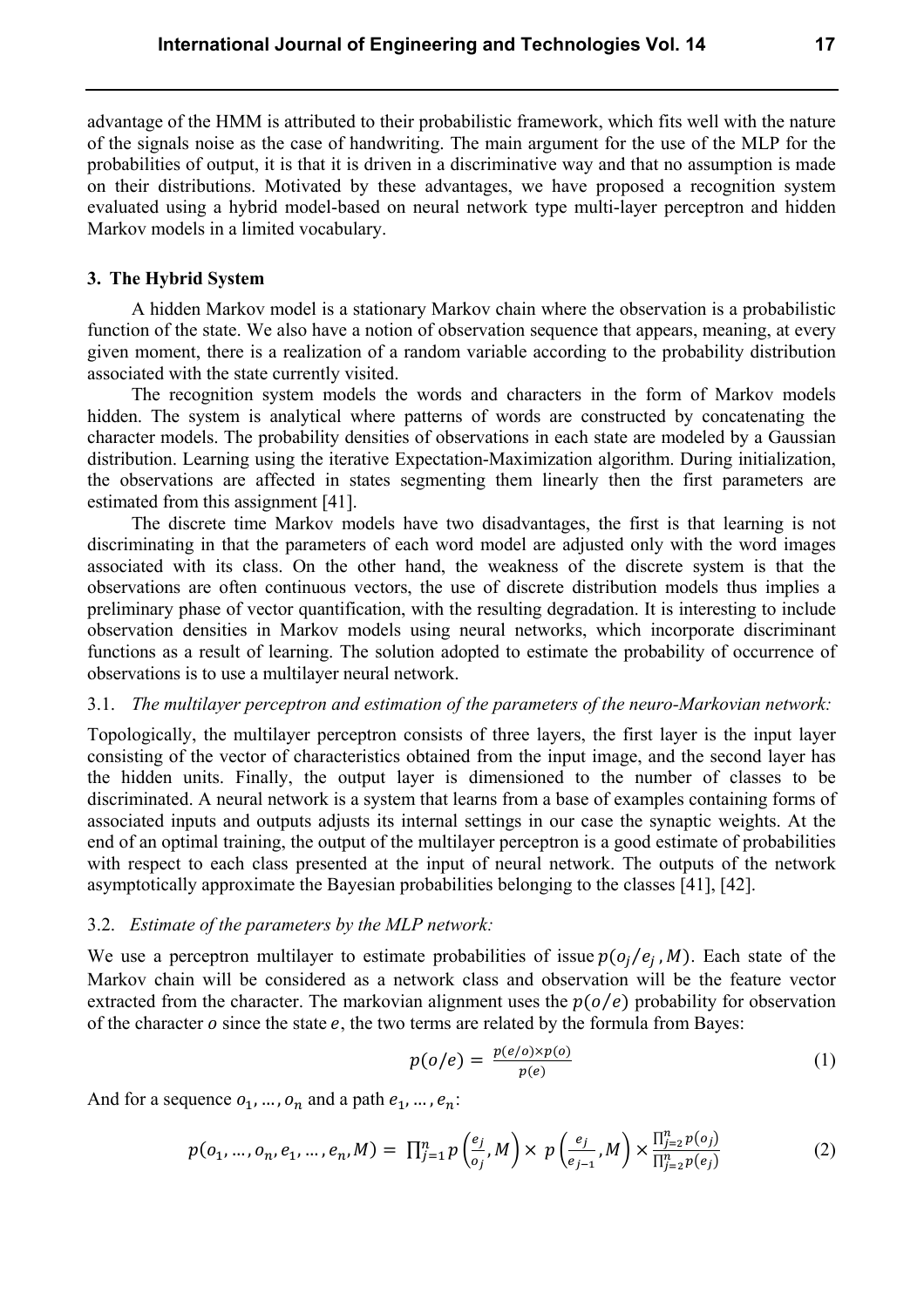advantage of the HMM is attributed to their probabilistic framework, which fits well with the nature of the signals noise as the case of handwriting. The main argument for the use of the MLP for the probabilities of output, it is that it is driven in a discriminative way and that no assumption is made on their distributions. Motivated by these advantages, we have proposed a recognition system evaluated using a hybrid model-based on neural network type multi-layer perceptron and hidden Markov models in a limited vocabulary.

## 3. The Hybrid System

A hidden Markov model is a stationary Markov chain where the observation is a probabilistic function of the state. We also have a notion of observation sequence that appears, meaning, at every given moment, there is a realization of a random variable according to the probability distribution associated with the state currently visited.

The recognition system models the words and characters in the form of Markov models hidden. The system is analytical where patterns of words are constructed by concatenating the character models. The probability densities of observations in each state are modeled by a Gaussian distribution. Learning using the iterative Expectation-Maximization algorithm. During initialization, the observations are affected in states segmenting them linearly then the first parameters are estimated from this assignment [41].

The discrete time Markov models have two disadvantages, the first is that learning is not discriminating in that the parameters of each word model are adjusted only with the word images associated with its class. On the other hand, the weakness of the discrete system is that the observations are often continuous vectors, the use of discrete distribution models thus implies a preliminary phase of vector quantification, with the resulting degradation. It is interesting to include observation densities in Markov models using neural networks, which incorporate discriminant functions as a result of learning. The solution adopted to estimate the probability of occurrence of observations is to use a multilayer neural network.

### 3.1. *The multilayer perceptron and estimation of the parameters of the neuro-Markovian network:*

Topologically, the multilayer perceptron consists of three layers, the first layer is the input layer consisting of the vector of characteristics obtained from the input image, and the second layer has the hidden units. Finally, the output layer is dimensioned to the number of classes to be discriminated. A neural network is a system that learns from a base of examples containing forms of associated inputs and outputs adjusts its internal settings in our case the synaptic weights. At the end of an optimal training, the output of the multilayer perceptron is a good estimate of probabilities with respect to each class presented at the input of neural network. The outputs of the network asymptotically approximate the Bayesian probabilities belonging to the classes [41], [42].

### 3.2. *Estimate of the parameters by the MLP network:*

We use a perceptron multilayer to estimate probabilities of issue $p(o_j/e_j, M)$. Each state of the Markov chain will be considered as a network class and observation will be the feature vector extracted from the character. The markovian alignment uses the $p(o/e)$ probability for observation of the character $o$ since the state $e$, the two terms are related by the formula from Bayes:

$$p(o/e) = \frac{p(e/o) \times p(o)}{p(e)} \tag{1}$$

And for a sequence $o_1, \ldots, o_n$ and a path $e_1, \ldots, e_n$:

$$p(o_1, \ldots, o_n, e_1, \ldots, e_n, M) = \prod_{j=1}^{n} p\left(\frac{e_j}{o_j}, M\right) \times p\left(\frac{e_j}{e_{j-1}}, M\right) \times \frac{\prod_{j=2}^{n} p(o_j)}{\prod_{j=2}^{n} p(e_j)} \tag{2}$$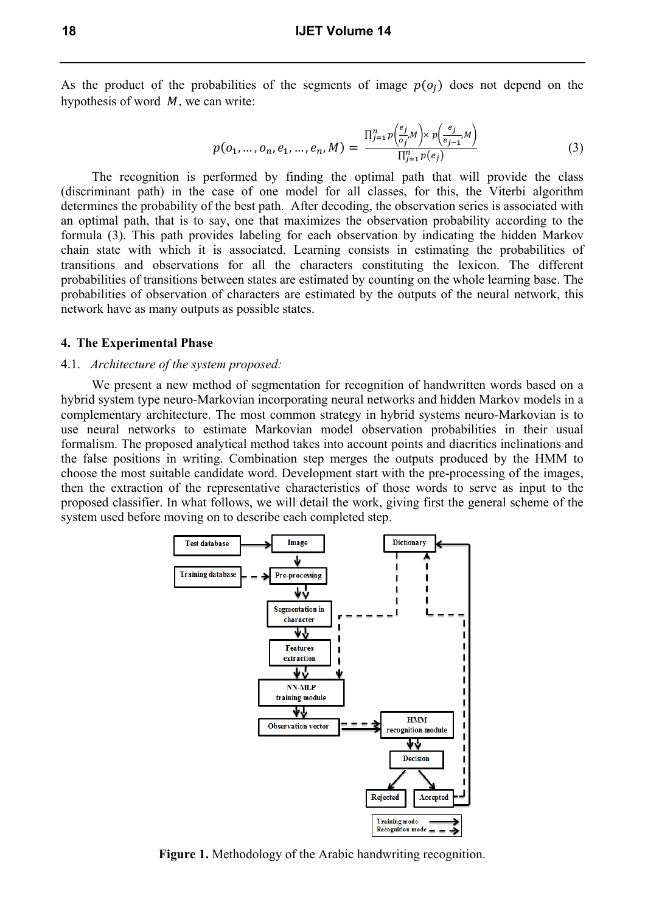As the product of the probabilities of the segments of image $p(o_j)$ does not depend on the hypothesis of word $M$, we can write:

$$p(o_1, \ldots, o_n, e_1, \ldots, e_n, M) = \frac{\prod_{j=1}^{n} p\left(\frac{e_j}{o_j}, M\right) \times p\left(\frac{e_j}{e_{j-1}}, M\right)}{\prod_{j=1}^{n} p(e_j)} \tag{3}$$

The recognition is performed by finding the optimal path that will provide the class (discriminant path) in the case of one model for all classes, for this, the Viterbi algorithm determines the probability of the best path. After decoding, the observation series is associated with an optimal path, that is to say, one that maximizes the observation probability according to the formula (3). This path provides labeling for each observation by indicating the hidden Markov chain state with which it is associated. Learning consists in estimating the probabilities of transitions and observations for all the characters constituting the lexicon. The different probabilities of transitions between states are estimated by counting on the whole learning base. The probabilities of observation of characters are estimated by the outputs of the neural network, this network have as many outputs as possible states.

## 4. The Experimental Phase

### 4.1. *Architecture of the system proposed:*

We present a new method of segmentation for recognition of handwritten words based on a hybrid system type neuro-Markovian incorporating neural networks and hidden Markov models in a complementary architecture. The most common strategy in hybrid systems neuro-Markovian is to use neural networks to estimate Markovian model observation probabilities in their usual formalism. The proposed analytical method takes into account points and diacritics inclinations and the false positions in writing. Combination step merges the outputs produced by the HMM to choose the most suitable candidate word. Development start with the pre-processing of the images, then the extraction of the representative characteristics of those words to serve as input to the proposed classifier. In what follows, we will detail the work, giving first the general scheme of the system used before moving on to describe each completed step.

**Figure 1.** Methodology of the Arabic handwriting recognition.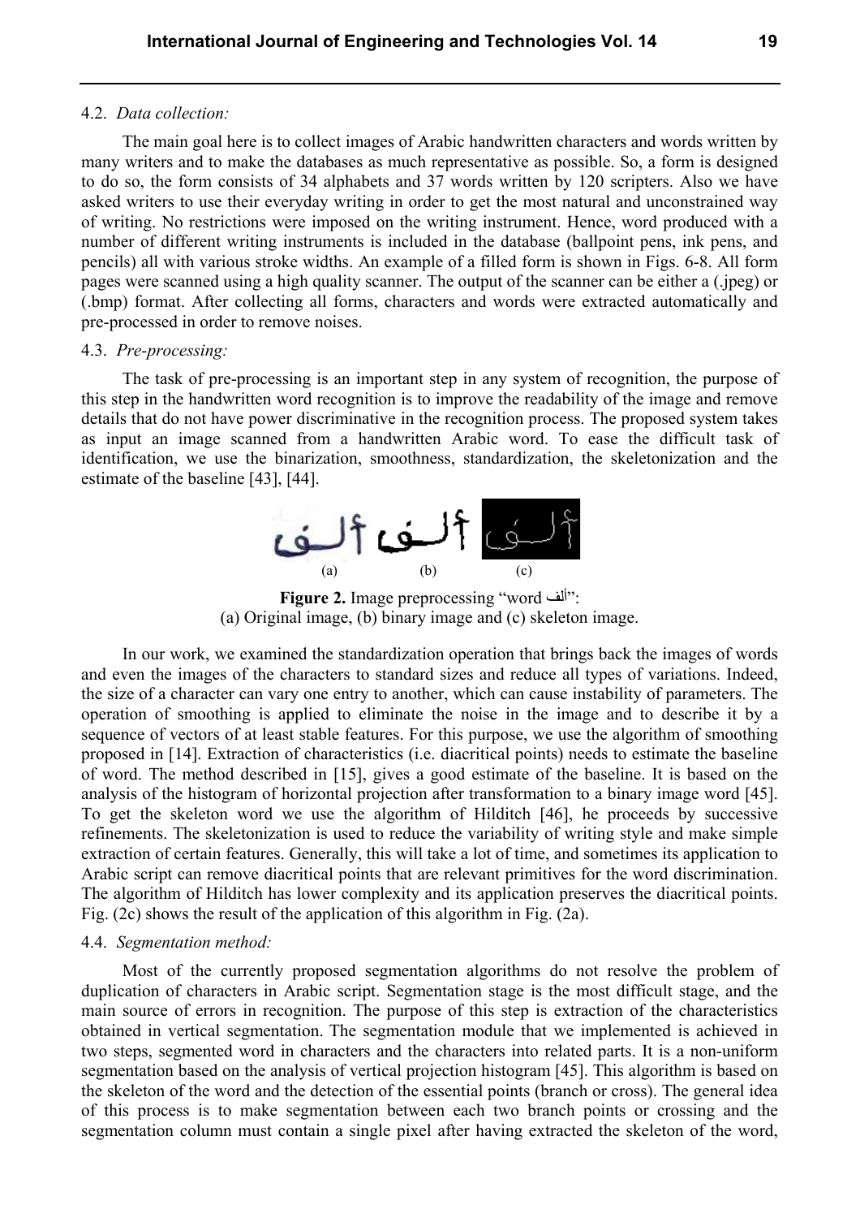4.2. *Data collection:*

The main goal here is to collect images of Arabic handwritten characters and words written by many writers and to make the databases as much representative as possible. So, a form is designed to do so, the form consists of 34 alphabets and 37 words written by 120 scripters. Also we have asked writers to use their everyday writing in order to get the most natural and unconstrained way of writing. No restrictions were imposed on the writing instrument. Hence, word produced with a number of different writing instruments is included in the database (ballpoint pens, ink pens, and pencils) all with various stroke widths. An example of a filled form is shown in Figs. 6-8. All form pages were scanned using a high quality scanner. The output of the scanner can be either a (.jpeg) or (.bmp) format. After collecting all forms, characters and words were extracted automatically and pre-processed in order to remove noises.

4.3. *Pre-processing:*

The task of pre-processing is an important step in any system of recognition, the purpose of this step in the handwritten word recognition is to improve the readability of the image and remove details that do not have power discriminative in the recognition process. The proposed system takes as input an image scanned from a handwritten Arabic word. To ease the difficult task of identification, we use the binarization, smoothness, standardization, the skeletonization and the estimate of the baseline [43], [44].

**Figure 2.** Image preprocessing "word ألف":
(a) Original image, (b) binary image and (c) skeleton image.

In our work, we examined the standardization operation that brings back the images of words and even the images of the characters to standard sizes and reduce all types of variations. Indeed, the size of a character can vary one entry to another, which can cause instability of parameters. The operation of smoothing is applied to eliminate the noise in the image and to describe it by a sequence of vectors of at least stable features. For this purpose, we use the algorithm of smoothing proposed in [14]. Extraction of characteristics (i.e. diacritical points) needs to estimate the baseline of word. The method described in [15], gives a good estimate of the baseline. It is based on the analysis of the histogram of horizontal projection after transformation to a binary image word [45]. To get the skeleton word we use the algorithm of Hilditch [46], he proceeds by successive refinements. The skeletonization is used to reduce the variability of writing style and make simple extraction of certain features. Generally, this will take a lot of time, and sometimes its application to Arabic script can remove diacritical points that are relevant primitives for the word discrimination. The algorithm of Hilditch has lower complexity and its application preserves the diacritical points. Fig. (2c) shows the result of the application of this algorithm in Fig. (2a).

4.4. *Segmentation method:*

Most of the currently proposed segmentation algorithms do not resolve the problem of duplication of characters in Arabic script. Segmentation stage is the most difficult stage, and the main source of errors in recognition. The purpose of this step is extraction of the characteristics obtained in vertical segmentation. The segmentation module that we implemented is achieved in two steps, segmented word in characters and the characters into related parts. It is a non-uniform segmentation based on the analysis of vertical projection histogram [45]. This algorithm is based on the skeleton of the word and the detection of the essential points (branch or cross). The general idea of this process is to make segmentation between each two branch points or crossing and the segmentation column must contain a single pixel after having extracted the skeleton of the word,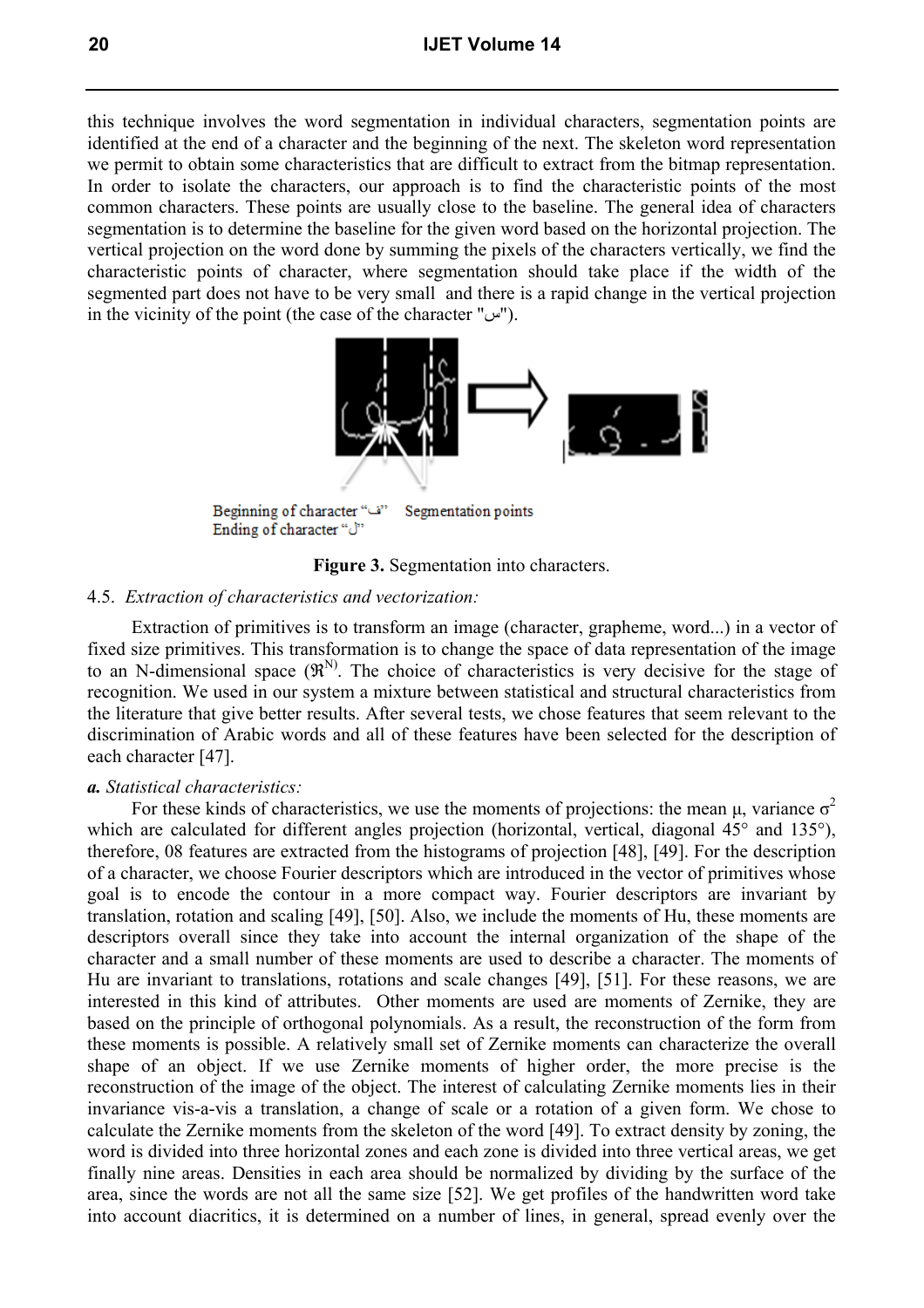this technique involves the word segmentation in individual characters, segmentation points are identified at the end of a character and the beginning of the next. The skeleton word representation we permit to obtain some characteristics that are difficult to extract from the bitmap representation. In order to isolate the characters, our approach is to find the characteristic points of the most common characters. These points are usually close to the baseline. The general idea of characters segmentation is to determine the baseline for the given word based on the horizontal projection. The vertical projection on the word done by summing the pixels of the characters vertically, we find the characteristic points of character, where segmentation should take place if the width of the segmented part does not have to be very small and there is a rapid change in the vertical projection in the vicinity of the point (the case of the character "س").

Beginning of character "ف" Segmentation points
Ending of character "ل"

**Figure 3.** Segmentation into characters.

### 4.5. *Extraction of characteristics and vectorization:*

Extraction of primitives is to transform an image (character, grapheme, word...) in a vector of fixed size primitives. This transformation is to change the space of data representation of the image to an N-dimensional space ($\Re^{N}$). The choice of characteristics is very decisive for the stage of recognition. We used in our system a mixture between statistical and structural characteristics from the literature that give better results. After several tests, we chose features that seem relevant to the discrimination of Arabic words and all of these features have been selected for the description of each character [47].

***a.*** *Statistical characteristics:*

For these kinds of characteristics, we use the moments of projections: the mean $\mu$, variance $\sigma^2$ which are calculated for different angles projection (horizontal, vertical, diagonal 45° and 135°), therefore, 08 features are extracted from the histograms of projection [48], [49]. For the description of a character, we choose Fourier descriptors which are introduced in the vector of primitives whose goal is to encode the contour in a more compact way. Fourier descriptors are invariant by translation, rotation and scaling [49], [50]. Also, we include the moments of Hu, these moments are descriptors overall since they take into account the internal organization of the shape of the character and a small number of these moments are used to describe a character. The moments of Hu are invariant to translations, rotations and scale changes [49], [51]. For these reasons, we are interested in this kind of attributes. Other moments are used are moments of Zernike, they are based on the principle of orthogonal polynomials. As a result, the reconstruction of the form from these moments is possible. A relatively small set of Zernike moments can characterize the overall shape of an object. If we use Zernike moments of higher order, the more precise is the reconstruction of the image of the object. The interest of calculating Zernike moments lies in their invariance vis-a-vis a translation, a change of scale or a rotation of a given form. We chose to calculate the Zernike moments from the skeleton of the word [49]. To extract density by zoning, the word is divided into three horizontal zones and each zone is divided into three vertical areas, we get finally nine areas. Densities in each area should be normalized by dividing by the surface of the area, since the words are not all the same size [52]. We get profiles of the handwritten word take into account diacritics, it is determined on a number of lines, in general, spread evenly over the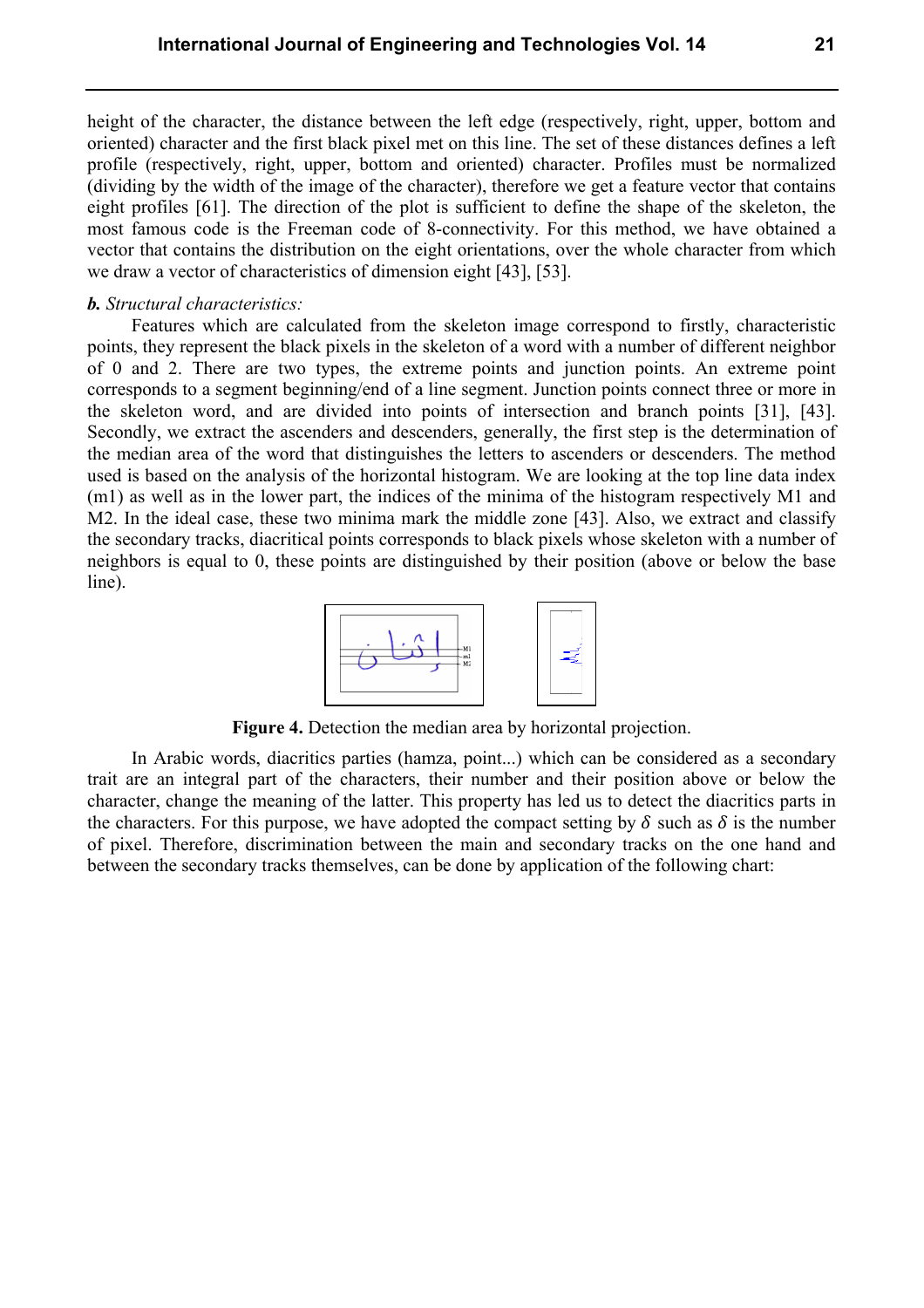height of the character, the distance between the left edge (respectively, right, upper, bottom and oriented) character and the first black pixel met on this line. The set of these distances defines a left profile (respectively, right, upper, bottom and oriented) character. Profiles must be normalized (dividing by the width of the image of the character), therefore we get a feature vector that contains eight profiles [61]. The direction of the plot is sufficient to define the shape of the skeleton, the most famous code is the Freeman code of 8-connectivity. For this method, we have obtained a vector that contains the distribution on the eight orientations, over the whole character from which we draw a vector of characteristics of dimension eight [43], [53].

***b.*** *Structural characteristics:*

Features which are calculated from the skeleton image correspond to firstly, characteristic points, they represent the black pixels in the skeleton of a word with a number of different neighbor of 0 and 2. There are two types, the extreme points and junction points. An extreme point corresponds to a segment beginning/end of a line segment. Junction points connect three or more in the skeleton word, and are divided into points of intersection and branch points [31], [43]. Secondly, we extract the ascenders and descenders, generally, the first step is the determination of the median area of the word that distinguishes the letters to ascenders or descenders. The method used is based on the analysis of the horizontal histogram. We are looking at the top line data index (m1) as well as in the lower part, the indices of the minima of the histogram respectively M1 and M2. In the ideal case, these two minima mark the middle zone [43]. Also, we extract and classify the secondary tracks, diacritical points corresponds to black pixels whose skeleton with a number of neighbors is equal to 0, these points are distinguished by their position (above or below the base line).

**Figure 4.** Detection the median area by horizontal projection.

In Arabic words, diacritics parties (hamza, point...) which can be considered as a secondary trait are an integral part of the characters, their number and their position above or below the character, change the meaning of the latter. This property has led us to detect the diacritics parts in the characters. For this purpose, we have adopted the compact setting by $\delta$ such as $\delta$ is the number of pixel. Therefore, discrimination between the main and secondary tracks on the one hand and between the secondary tracks themselves, can be done by application of the following chart: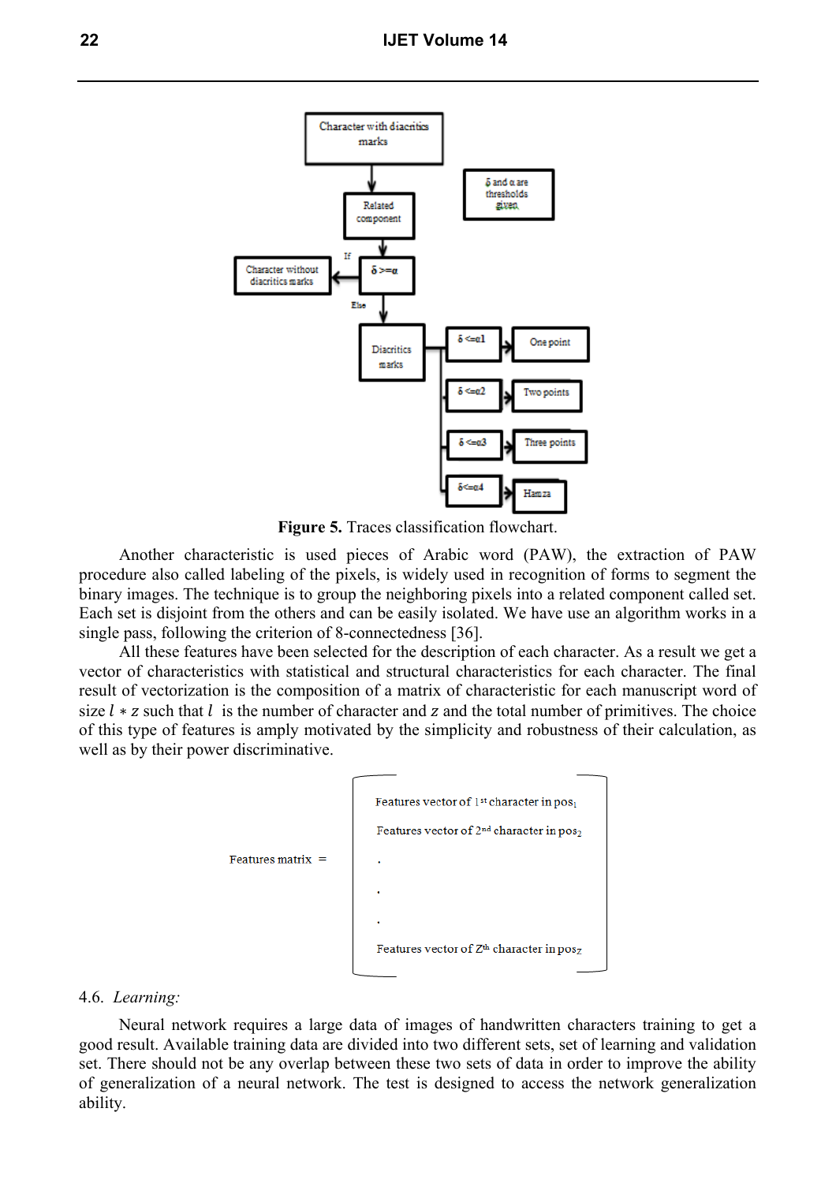**Figure 5.** Traces classification flowchart.

Another characteristic is used pieces of Arabic word (PAW), the extraction of PAW procedure also called labeling of the pixels, is widely used in recognition of forms to segment the binary images. The technique is to group the neighboring pixels into a related component called set. Each set is disjoint from the others and can be easily isolated. We have use an algorithm works in a single pass, following the criterion of 8-connectedness [36].

All these features have been selected for the description of each character. As a result we get a vector of characteristics with statistical and structural characteristics for each character. The final result of vectorization is the composition of a matrix of characteristic for each manuscript word of size $l * z$ such that $l$ is the number of character and $z$ and the total number of primitives. The choice of this type of features is amply motivated by the simplicity and robustness of their calculation, as well as by their power discriminative.

$$\text{Features matrix} = \begin{bmatrix} \text{Features vector of } 1^{st} \text{ character in } pos_1 \\ \text{Features vector of } 2^{nd} \text{ character in } pos_2 \\ . \\ . \\ . \\ \text{Features vector of } Z^{th} \text{ character in } pos_Z \end{bmatrix}$$

4.6. *Learning:*

Neural network requires a large data of images of handwritten characters training to get a good result. Available training data are divided into two different sets, set of learning and validation set. There should not be any overlap between these two sets of data in order to improve the ability of generalization of a neural network. The test is designed to access the network generalization ability.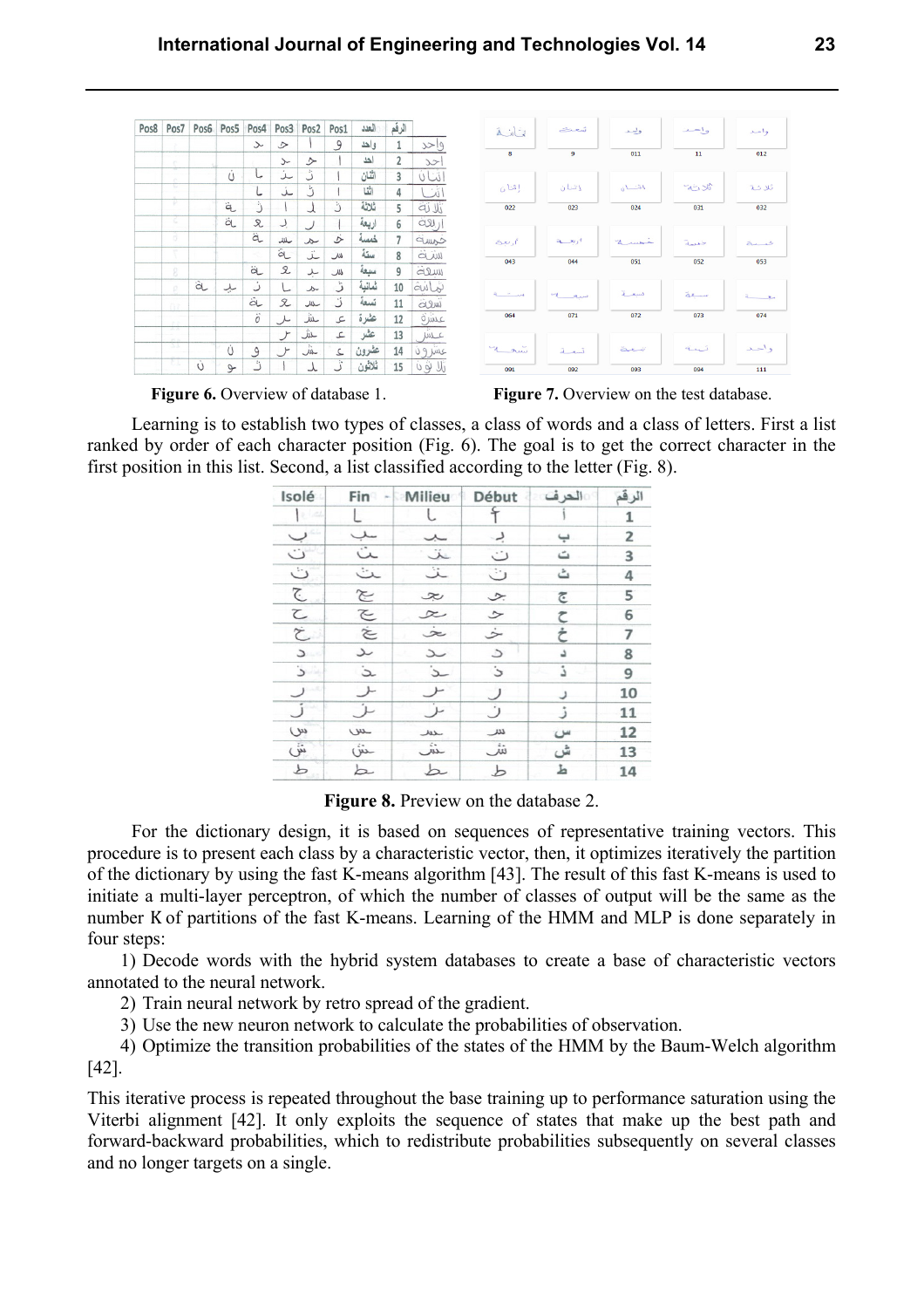**Figure 6.** Overview of database 1.

**Figure 7.** Overview on the test database.

Learning is to establish two types of classes, a class of words and a class of letters. First a list ranked by order of each character position (Fig. 6). The goal is to get the correct character in the first position in this list. Second, a list classified according to the letter (Fig. 8).

**Figure 8.** Preview on the database 2.

For the dictionary design, it is based on sequences of representative training vectors. This procedure is to present each class by a characteristic vector, then, it optimizes iteratively the partition of the dictionary by using the fast K-means algorithm [43]. The result of this fast K-means is used to initiate a multi-layer perceptron, of which the number of classes of output will be the same as the number K of partitions of the fast K-means. Learning of the HMM and MLP is done separately in four steps:

1) Decode words with the hybrid system databases to create a base of characteristic vectors annotated to the neural network.

2) Train neural network by retro spread of the gradient.

3) Use the new neuron network to calculate the probabilities of observation.

4) Optimize the transition probabilities of the states of the HMM by the Baum-Welch algorithm [42].

This iterative process is repeated throughout the base training up to performance saturation using the Viterbi alignment [42]. It only exploits the sequence of states that make up the best path and forward-backward probabilities, which to redistribute probabilities subsequently on several classes and no longer targets on a single.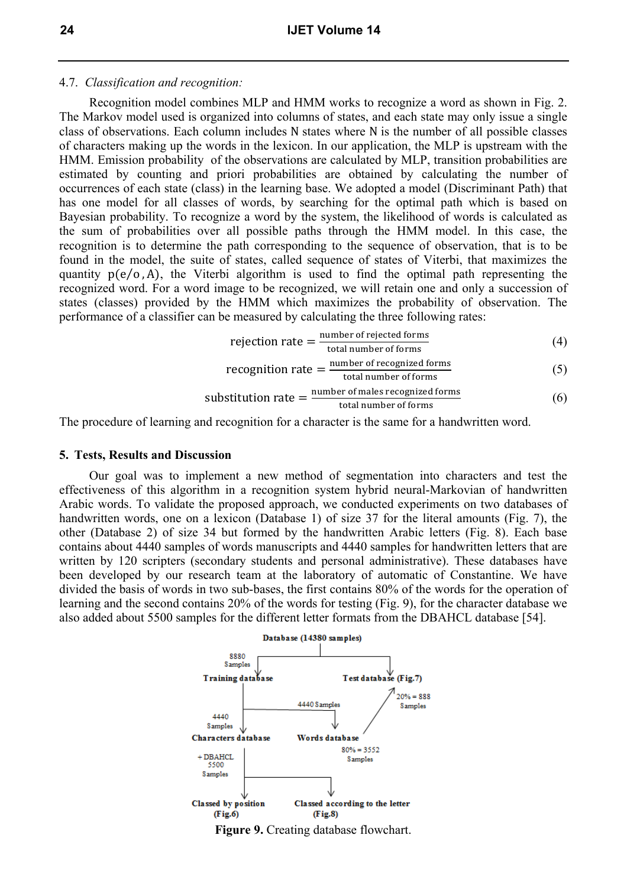### 4.7. *Classification and recognition:*

Recognition model combines MLP and HMM works to recognize a word as shown in Fig. 2. The Markov model used is organized into columns of states, and each state may only issue a single class of observations. Each column includes N states where N is the number of all possible classes of characters making up the words in the lexicon. In our application, the MLP is upstream with the HMM. Emission probability of the observations are calculated by MLP, transition probabilities are estimated by counting and priori probabilities are obtained by calculating the number of occurrences of each state (class) in the learning base. We adopted a model (Discriminant Path) that has one model for all classes of words, by searching for the optimal path which is based on Bayesian probability. To recognize a word by the system, the likelihood of words is calculated as the sum of probabilities over all possible paths through the HMM model. In this case, the recognition is to determine the path corresponding to the sequence of observation, that is to be found in the model, the suite of states, called sequence of states of Viterbi, that maximizes the quantity $p(e/o, A)$, the Viterbi algorithm is used to find the optimal path representing the recognized word. For a word image to be recognized, we will retain one and only a succession of states (classes) provided by the HMM which maximizes the probability of observation. The performance of a classifier can be measured by calculating the three following rates:

$$\text{rejection rate} = \frac{\text{number of rejected forms}}{\text{total number of forms}} \tag{4}$$

$$\text{recognition rate} = \frac{\text{number of recognized forms}}{\text{total number of forms}} \tag{5}$$

$$\text{substitution rate} = \frac{\text{number of males recognized forms}}{\text{total number of forms}} \tag{6}$$

The procedure of learning and recognition for a character is the same for a handwritten word.

## 5. Tests, Results and Discussion

Our goal was to implement a new method of segmentation into characters and test the effectiveness of this algorithm in a recognition system hybrid neural-Markovian of handwritten Arabic words. To validate the proposed approach, we conducted experiments on two databases of handwritten words, one on a lexicon (Database 1) of size 37 for the literal amounts (Fig. 7), the other (Database 2) of size 34 but formed by the handwritten Arabic letters (Fig. 8). Each base contains about 4440 samples of words manuscripts and 4440 samples for handwritten letters that are written by 120 scripters (secondary students and personal administrative). These databases have been developed by our research team at the laboratory of automatic of Constantine. We have divided the basis of words in two sub-bases, the first contains 80% of the words for the operation of learning and the second contains 20% of the words for testing (Fig. 9), for the character database we also added about 5500 samples for the different letter formats from the DBAHCL database [54].

Database (14380 samples)
- 8880 Samples → Training database
  - 4440 Samples → Characters database
    - + DBAHCL 5500 Samples → Classed by position (Fig.6) / Classed according to the letter (Fig.8)
  - 4440 Samples → Words database
    - 80% = 3552 Samples
    - 20% = 888 Samples → Test database (Fig.7)

**Figure 9.** Creating database flowchart.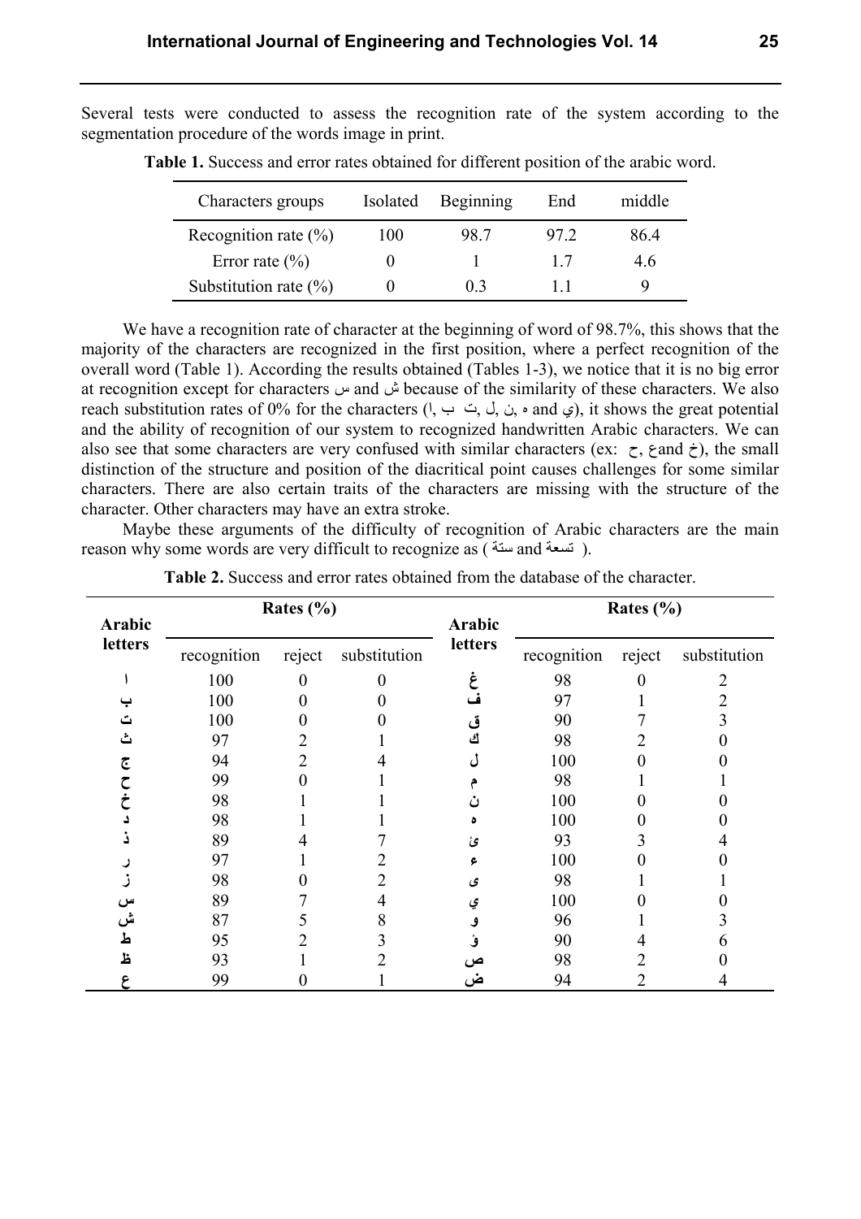Several tests were conducted to assess the recognition rate of the system according to the segmentation procedure of the words image in print.

**Table 1.** Success and error rates obtained for different position of the arabic word.

| Characters groups | Isolated | Beginning | End | middle |
|---|---|---|---|---|
| Recognition rate (%) | 100 | 98.7 | 97.2 | 86.4 |
| Error rate (%) | 0 | 1 | 1.7 | 4.6 |
| Substitution rate (%) | 0 | 0.3 | 1.1 | 9 |

We have a recognition rate of character at the beginning of word of 98.7%, this shows that the majority of the characters are recognized in the first position, where a perfect recognition of the overall word (Table 1). According the results obtained (Tables 1-3), we notice that it is no big error at recognition except for characters س and ش because of the similarity of these characters. We also reach substitution rates of 0% for the characters (ا, ب ,ت, ل, ن, ه and ي), it shows the great potential and the ability of recognition of our system to recognized handwritten Arabic characters. We can also see that some characters are very confused with similar characters (ex: ح, ع and خ), the small distinction of the structure and position of the diacritical point causes challenges for some similar characters. There are also certain traits of the characters are missing with the structure of the character. Other characters may have an extra stroke.

Maybe these arguments of the difficulty of recognition of Arabic characters are the main reason why some words are very difficult to recognize as ( ستة and تسعة ).

**Table 2.** Success and error rates obtained from the database of the character.

| Arabic letters | Rates (%) | | | Arabic letters | Rates (%) | | |
|---|---|---|---|---|---|---|---|
| | recognition | reject | substitution | | recognition | reject | substitution |
| ا | 100 | 0 | 0 | غ | 98 | 0 | 2 |
| ب | 100 | 0 | 0 | ف | 97 | 1 | 2 |
| ت | 100 | 0 | 0 | ق | 90 | 7 | 3 |
| ث | 97 | 2 | 1 | ك | 98 | 2 | 0 |
| ج | 94 | 2 | 4 | ل | 100 | 0 | 0 |
| ح | 99 | 0 | 1 | م | 98 | 1 | 1 |
| خ | 98 | 1 | 1 | ن | 100 | 0 | 0 |
| د | 98 | 1 | 1 | ه | 100 | 0 | 0 |
| ذ | 89 | 4 | 7 | ئ | 93 | 3 | 4 |
| ر | 97 | 1 | 2 | ء | 100 | 0 | 0 |
| ز | 98 | 0 | 2 | ى | 98 | 1 | 1 |
| س | 89 | 7 | 4 | ي | 100 | 0 | 0 |
| ش | 87 | 5 | 8 | و | 96 | 1 | 3 |
| ط | 95 | 2 | 3 | ؤ | 90 | 4 | 6 |
| ظ | 93 | 1 | 2 | ص | 98 | 2 | 0 |
| ع | 99 | 0 | 1 | ض | 94 | 2 | 4 |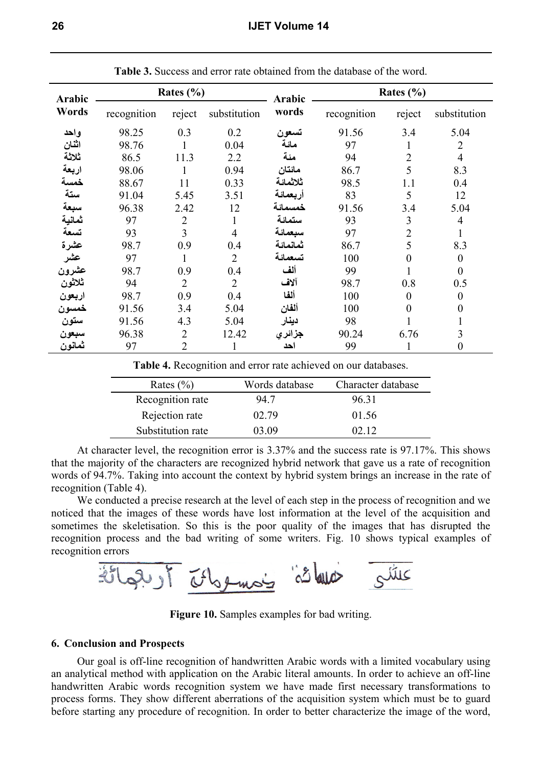**Table 3.** Success and error rate obtained from the database of the word.

| Arabic Words | Rates (%) | | | Arabic words | Rates (%) | | |
|---|---|---|---|---|---|---|---|
| | recognition | reject | substitution | | recognition | reject | substitution |
| واحد | 98.25 | 0.3 | 0.2 | تسعون | 91.56 | 3.4 | 5.04 |
| اثنان | 98.76 | 1 | 0.04 | مائة | 97 | 1 | 2 |
| ثلاثة | 86.5 | 11.3 | 2.2 | مئة | 94 | 2 | 4 |
| اربعة | 98.06 | 1 | 0.94 | مائتان | 86.7 | 5 | 8.3 |
| خمسة | 88.67 | 11 | 0.33 | ثلاثمائة | 98.5 | 1.1 | 0.4 |
| ستة | 91.04 | 5.45 | 3.51 | أربعمائة | 83 | 5 | 12 |
| سبعة | 96.38 | 2.42 | 12 | خمسمائة | 91.56 | 3.4 | 5.04 |
| ثمانية | 97 | 2 | 1 | ستمائة | 93 | 3 | 4 |
| تسعة | 93 | 3 | 4 | سبعمائة | 97 | 2 | 1 |
| عشرة | 98.7 | 0.9 | 0.4 | ثمانمائة | 86.7 | 5 | 8.3 |
| عشر | 97 | 1 | 2 | تسعمائة | 100 | 0 | 0 |
| عشرون | 98.7 | 0.9 | 0.4 | ألف | 99 | 1 | 0 |
| ثلاثون | 94 | 2 | 2 | آلاف | 98.7 | 0.8 | 0.5 |
| اربعون | 98.7 | 0.9 | 0.4 | ألفا | 100 | 0 | 0 |
| خمسون | 91.56 | 3.4 | 5.04 | ألفان | 100 | 0 | 0 |
| ستون | 91.56 | 4.3 | 5.04 | دينار | 98 | 1 | 1 |
| سبعون | 96.38 | 2 | 12.42 | جزائري | 90.24 | 6.76 | 3 |
| ثمانون | 97 | 2 | 1 | احد | 99 | 1 | 0 |

**Table 4.** Recognition and error rate achieved on our databases.

| Rates (%) | Words database | Character database |
|---|---|---|
| Recognition rate | 94.7 | 96.31 |
| Rejection rate | 02.79 | 01.56 |
| Substitution rate | 03.09 | 02.12 |

At character level, the recognition error is 3.37% and the success rate is 97.17%. This shows that the majority of the characters are recognized hybrid network that gave us a rate of recognition words of 94.7%. Taking into account the context by hybrid system brings an increase in the rate of recognition (Table 4).

We conducted a precise research at the level of each step in the process of recognition and we noticed that the images of these words have lost information at the level of the acquisition and sometimes the skeletisation. So this is the poor quality of the images that has disrupted the recognition process and the bad writing of some writers. Fig. 10 shows typical examples of recognition errors

**Figure 10.** Samples examples for bad writing.

## 6. Conclusion and Prospects

Our goal is off-line recognition of handwritten Arabic words with a limited vocabulary using an analytical method with application on the Arabic literal amounts. In order to achieve an off-line handwritten Arabic words recognition system we have made first necessary transformations to process forms. They show different aberrations of the acquisition system which must be to guard before starting any procedure of recognition. In order to better characterize the image of the word,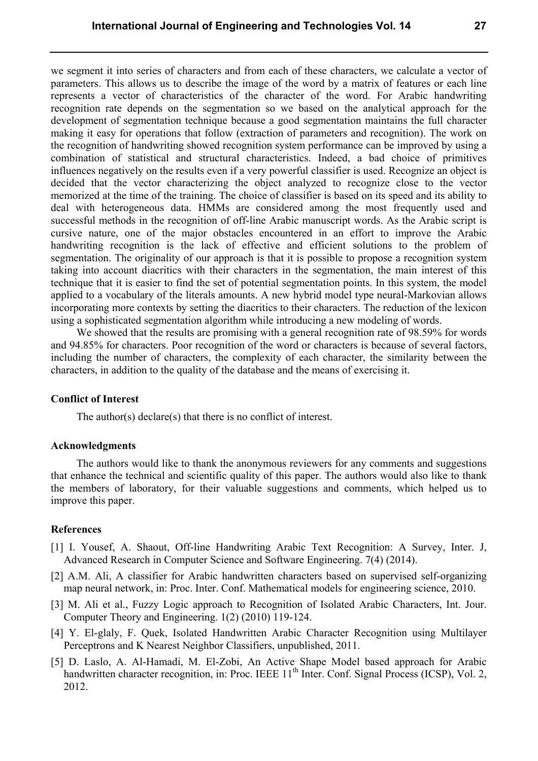we segment it into series of characters and from each of these characters, we calculate a vector of parameters. This allows us to describe the image of the word by a matrix of features or each line represents a vector of characteristics of the character of the word. For Arabic handwriting recognition rate depends on the segmentation so we based on the analytical approach for the development of segmentation technique because a good segmentation maintains the full character making it easy for operations that follow (extraction of parameters and recognition). The work on the recognition of handwriting showed recognition system performance can be improved by using a combination of statistical and structural characteristics. Indeed, a bad choice of primitives influences negatively on the results even if a very powerful classifier is used. Recognize an object is decided that the vector characterizing the object analyzed to recognize close to the vector memorized at the time of the training. The choice of classifier is based on its speed and its ability to deal with heterogeneous data. HMMs are considered among the most frequently used and successful methods in the recognition of off-line Arabic manuscript words. As the Arabic script is cursive nature, one of the major obstacles encountered in an effort to improve the Arabic handwriting recognition is the lack of effective and efficient solutions to the problem of segmentation. The originality of our approach is that it is possible to propose a recognition system taking into account diacritics with their characters in the segmentation, the main interest of this technique that it is easier to find the set of potential segmentation points. In this system, the model applied to a vocabulary of the literals amounts. A new hybrid model type neural-Markovian allows incorporating more contexts by setting the diacritics to their characters. The reduction of the lexicon using a sophisticated segmentation algorithm while introducing a new modeling of words.

We showed that the results are promising with a general recognition rate of 98.59% for words and 94.85% for characters. Poor recognition of the word or characters is because of several factors, including the number of characters, the complexity of each character, the similarity between the characters, in addition to the quality of the database and the means of exercising it.

### Conflict of Interest

The author(s) declare(s) that there is no conflict of interest.

### Acknowledgments

The authors would like to thank the anonymous reviewers for any comments and suggestions that enhance the technical and scientific quality of this paper. The authors would also like to thank the members of laboratory, for their valuable suggestions and comments, which helped us to improve this paper.

### References

[1] I. Yousef, A. Shaout, Off-line Handwriting Arabic Text Recognition: A Survey, Inter. J, Advanced Research in Computer Science and Software Engineering. 7(4) (2014).

[2] A.M. Ali, A classifier for Arabic handwritten characters based on supervised self-organizing map neural network, in: Proc. Inter. Conf. Mathematical models for engineering science, 2010.

[3] M. Ali et al., Fuzzy Logic approach to Recognition of Isolated Arabic Characters, Int. Jour. Computer Theory and Engineering. 1(2) (2010) 119-124.

[4] Y. El-glaly, F. Quek, Isolated Handwritten Arabic Character Recognition using Multilayer Perceptrons and K Nearest Neighbor Classifiers, unpublished, 2011.

[5] D. Laslo, A. Al-Hamadi, M. El-Zobi, An Active Shape Model based approach for Arabic handwritten character recognition, in: Proc. IEEE 11th Inter. Conf. Signal Process (ICSP), Vol. 2, 2012.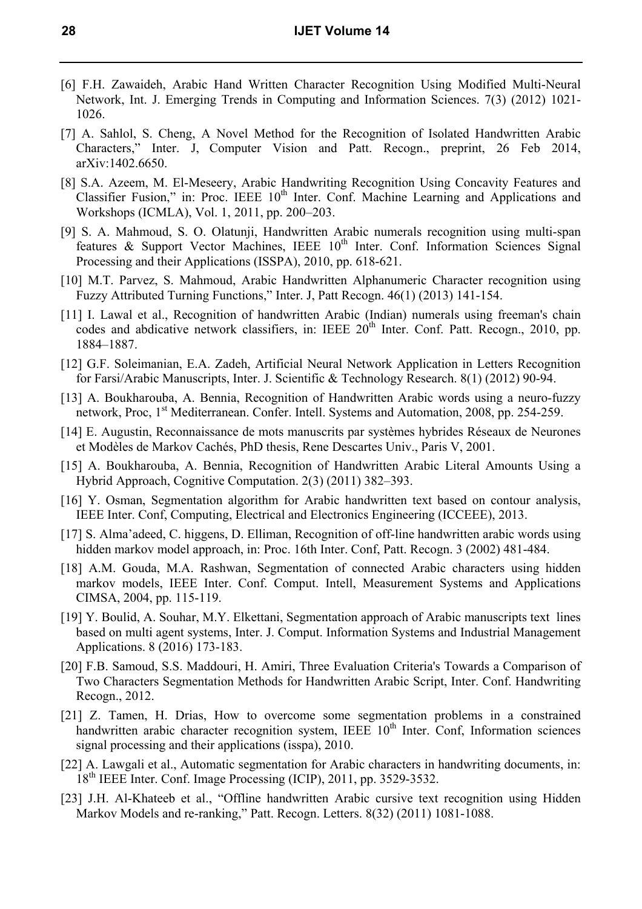[6] F.H. Zawaideh, Arabic Hand Written Character Recognition Using Modified Multi-Neural Network, Int. J. Emerging Trends in Computing and Information Sciences. 7(3) (2012) 1021-1026.

[7] A. Sahlol, S. Cheng, A Novel Method for the Recognition of Isolated Handwritten Arabic Characters," Inter. J, Computer Vision and Patt. Recogn., preprint, 26 Feb 2014, arXiv:1402.6650.

[8] S.A. Azeem, M. El-Meseery, Arabic Handwriting Recognition Using Concavity Features and Classifier Fusion," in: Proc. IEEE 10th Inter. Conf. Machine Learning and Applications and Workshops (ICMLA), Vol. 1, 2011, pp. 200–203.

[9] S. A. Mahmoud, S. O. Olatunji, Handwritten Arabic numerals recognition using multi-span features & Support Vector Machines, IEEE 10th Inter. Conf. Information Sciences Signal Processing and their Applications (ISSPA), 2010, pp. 618-621.

[10] M.T. Parvez, S. Mahmoud, Arabic Handwritten Alphanumeric Character recognition using Fuzzy Attributed Turning Functions," Inter. J, Patt Recogn. 46(1) (2013) 141-154.

[11] I. Lawal et al., Recognition of handwritten Arabic (Indian) numerals using freeman's chain codes and abdicative network classifiers, in: IEEE 20th Inter. Conf. Patt. Recogn., 2010, pp. 1884–1887.

[12] G.F. Soleimanian, E.A. Zadeh, Artificial Neural Network Application in Letters Recognition for Farsi/Arabic Manuscripts, Inter. J. Scientific & Technology Research. 8(1) (2012) 90-94.

[13] A. Boukharouba, A. Bennia, Recognition of Handwritten Arabic words using a neuro-fuzzy network, Proc, 1st Mediterranean. Confer. Intell. Systems and Automation, 2008, pp. 254-259.

[14] E. Augustin, Reconnaissance de mots manuscrits par systèmes hybrides Réseaux de Neurones et Modèles de Markov Cachés, PhD thesis, Rene Descartes Univ., Paris V, 2001.

[15] A. Boukharouba, A. Bennia, Recognition of Handwritten Arabic Literal Amounts Using a Hybrid Approach, Cognitive Computation. 2(3) (2011) 382–393.

[16] Y. Osman, Segmentation algorithm for Arabic handwritten text based on contour analysis, IEEE Inter. Conf, Computing, Electrical and Electronics Engineering (ICCEEE), 2013.

[17] S. Alma'adeed, C. higgens, D. Elliman, Recognition of off-line handwritten arabic words using hidden markov model approach, in: Proc. 16th Inter. Conf, Patt. Recogn. 3 (2002) 481-484.

[18] A.M. Gouda, M.A. Rashwan, Segmentation of connected Arabic characters using hidden markov models, IEEE Inter. Conf. Comput. Intell, Measurement Systems and Applications CIMSA, 2004, pp. 115-119.

[19] Y. Boulid, A. Souhar, M.Y. Elkettani, Segmentation approach of Arabic manuscripts text lines based on multi agent systems, Inter. J. Comput. Information Systems and Industrial Management Applications. 8 (2016) 173-183.

[20] F.B. Samoud, S.S. Maddouri, H. Amiri, Three Evaluation Criteria's Towards a Comparison of Two Characters Segmentation Methods for Handwritten Arabic Script, Inter. Conf. Handwriting Recogn., 2012.

[21] Z. Tamen, H. Drias, How to overcome some segmentation problems in a constrained handwritten arabic character recognition system, IEEE 10th Inter. Conf, Information sciences signal processing and their applications (isspa), 2010.

[22] A. Lawgali et al., Automatic segmentation for Arabic characters in handwriting documents, in: 18th IEEE Inter. Conf. Image Processing (ICIP), 2011, pp. 3529-3532.

[23] J.H. Al-Khateeb et al., "Offline handwritten Arabic cursive text recognition using Hidden Markov Models and re-ranking," Patt. Recogn. Letters. 8(32) (2011) 1081-1088.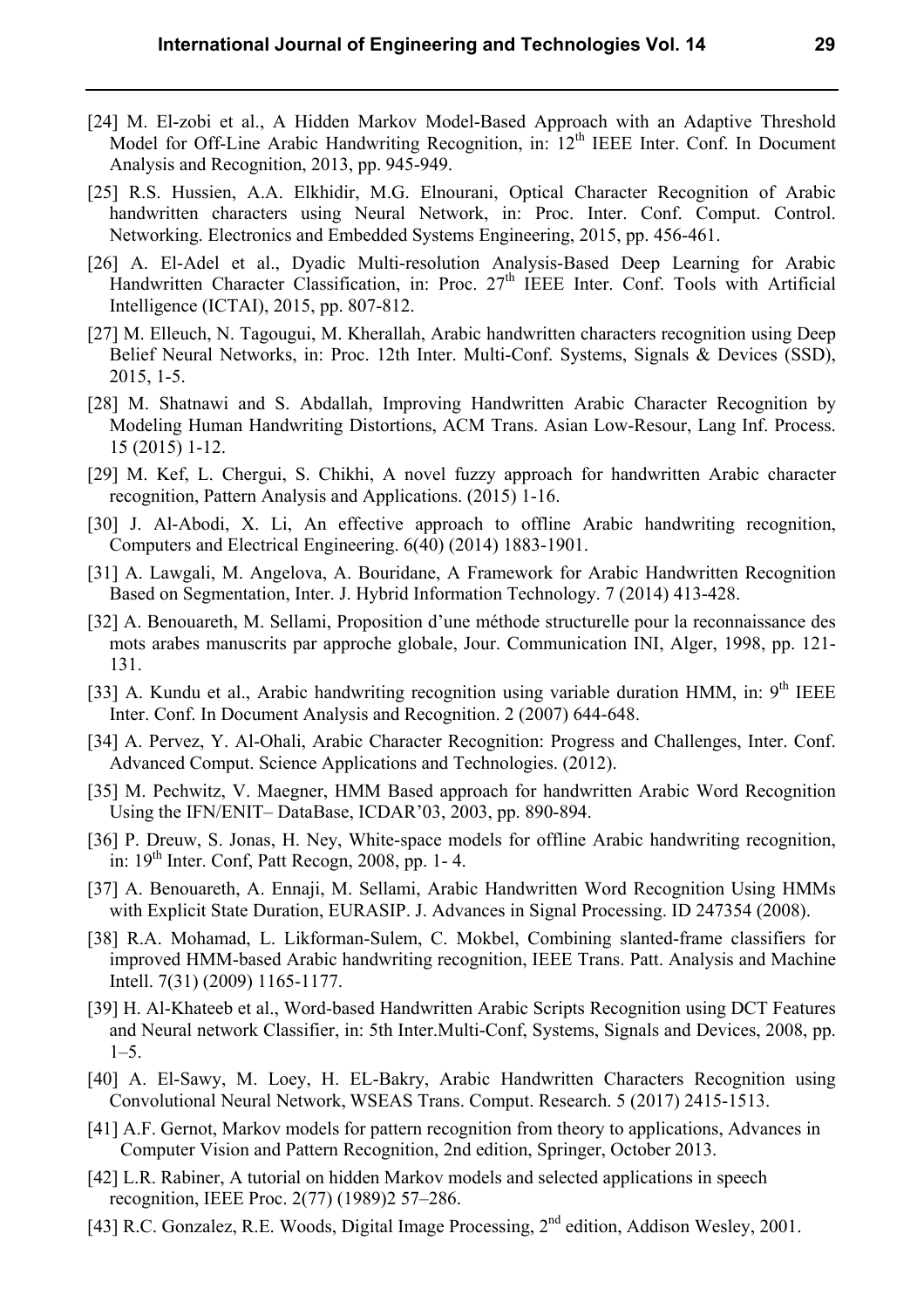[24] M. El-zobi et al., A Hidden Markov Model-Based Approach with an Adaptive Threshold Model for Off-Line Arabic Handwriting Recognition, in: 12th IEEE Inter. Conf. In Document Analysis and Recognition, 2013, pp. 945-949.

[25] R.S. Hussien, A.A. Elkhidir, M.G. Elnourani, Optical Character Recognition of Arabic handwritten characters using Neural Network, in: Proc. Inter. Conf. Comput. Control. Networking. Electronics and Embedded Systems Engineering, 2015, pp. 456-461.

[26] A. El-Adel et al., Dyadic Multi-resolution Analysis-Based Deep Learning for Arabic Handwritten Character Classification, in: Proc. 27th IEEE Inter. Conf. Tools with Artificial Intelligence (ICTAI), 2015, pp. 807-812.

[27] M. Elleuch, N. Tagougui, M. Kherallah, Arabic handwritten characters recognition using Deep Belief Neural Networks, in: Proc. 12th Inter. Multi-Conf. Systems, Signals & Devices (SSD), 2015, 1-5.

[28] M. Shatnawi and S. Abdallah, Improving Handwritten Arabic Character Recognition by Modeling Human Handwriting Distortions, ACM Trans. Asian Low-Resour, Lang Inf. Process. 15 (2015) 1-12.

[29] M. Kef, L. Chergui, S. Chikhi, A novel fuzzy approach for handwritten Arabic character recognition, Pattern Analysis and Applications. (2015) 1-16.

[30] J. Al-Abodi, X. Li, An effective approach to offline Arabic handwriting recognition, Computers and Electrical Engineering. 6(40) (2014) 1883-1901.

[31] A. Lawgali, M. Angelova, A. Bouridane, A Framework for Arabic Handwritten Recognition Based on Segmentation, Inter. J. Hybrid Information Technology. 7 (2014) 413-428.

[32] A. Benouareth, M. Sellami, Proposition d'une méthode structurelle pour la reconnaissance des mots arabes manuscrits par approche globale, Jour. Communication INI, Alger, 1998, pp. 121-131.

[33] A. Kundu et al., Arabic handwriting recognition using variable duration HMM, in: 9th IEEE Inter. Conf. In Document Analysis and Recognition. 2 (2007) 644-648.

[34] A. Pervez, Y. Al-Ohali, Arabic Character Recognition: Progress and Challenges, Inter. Conf. Advanced Comput. Science Applications and Technologies. (2012).

[35] M. Pechwitz, V. Maegner, HMM Based approach for handwritten Arabic Word Recognition Using the IFN/ENIT– DataBase, ICDAR'03, 2003, pp. 890-894.

[36] P. Dreuw, S. Jonas, H. Ney, White-space models for offline Arabic handwriting recognition, in: 19th Inter. Conf, Patt Recogn, 2008, pp. 1- 4.

[37] A. Benouareth, A. Ennaji, M. Sellami, Arabic Handwritten Word Recognition Using HMMs with Explicit State Duration, EURASIP. J. Advances in Signal Processing. ID 247354 (2008).

[38] R.A. Mohamad, L. Likforman-Sulem, C. Mokbel, Combining slanted-frame classifiers for improved HMM-based Arabic handwriting recognition, IEEE Trans. Patt. Analysis and Machine Intell. 7(31) (2009) 1165-1177.

[39] H. Al-Khateeb et al., Word-based Handwritten Arabic Scripts Recognition using DCT Features and Neural network Classifier, in: 5th Inter.Multi-Conf, Systems, Signals and Devices, 2008, pp. 1–5.

[40] A. El-Sawy, M. Loey, H. EL-Bakry, Arabic Handwritten Characters Recognition using Convolutional Neural Network, WSEAS Trans. Comput. Research. 5 (2017) 2415-1513.

[41] A.F. Gernot, Markov models for pattern recognition from theory to applications, Advances in Computer Vision and Pattern Recognition, 2nd edition, Springer, October 2013.

[42] L.R. Rabiner, A tutorial on hidden Markov models and selected applications in speech recognition, IEEE Proc. 2(77) (1989)2 57–286.

[43] R.C. Gonzalez, R.E. Woods, Digital Image Processing, 2nd edition, Addison Wesley, 2001.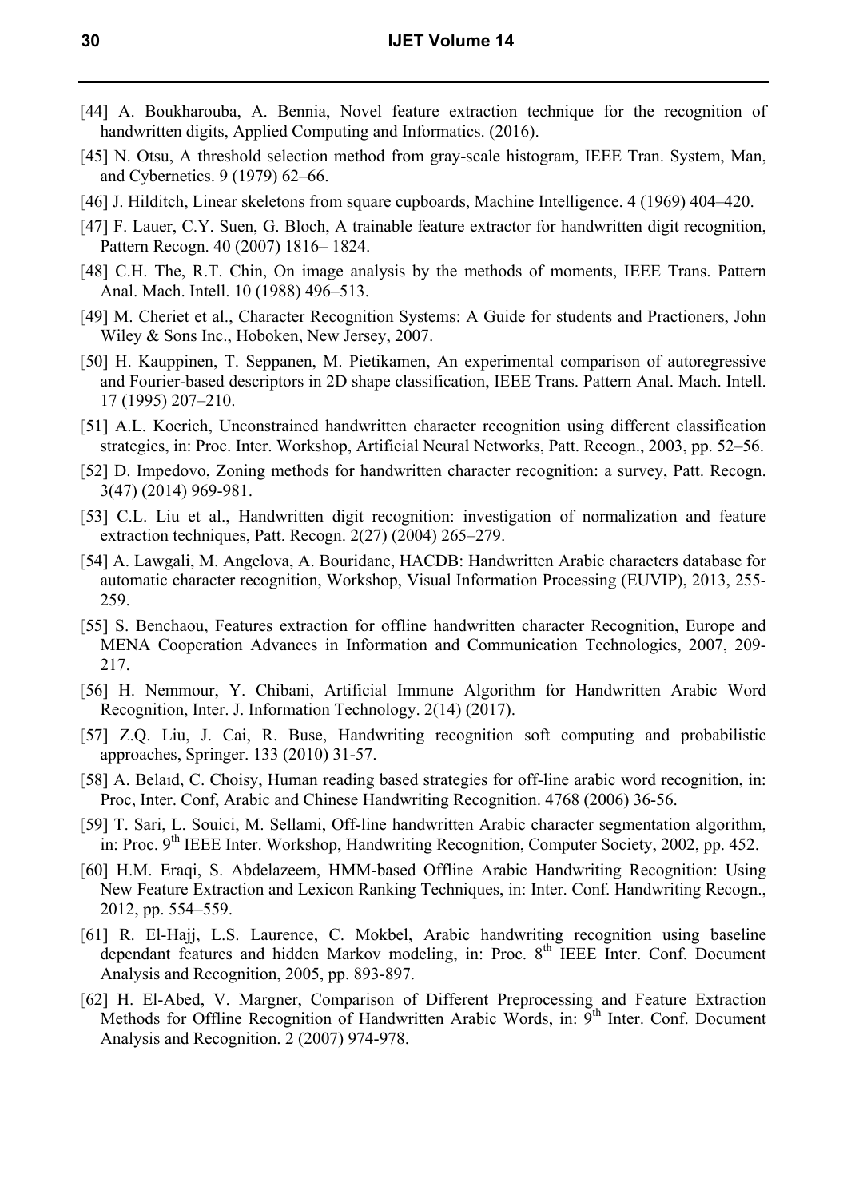[44] A. Boukharouba, A. Bennia, Novel feature extraction technique for the recognition of handwritten digits, Applied Computing and Informatics. (2016).

[45] N. Otsu, A threshold selection method from gray-scale histogram, IEEE Tran. System, Man, and Cybernetics. 9 (1979) 62–66.

[46] J. Hilditch, Linear skeletons from square cupboards, Machine Intelligence. 4 (1969) 404–420.

[47] F. Lauer, C.Y. Suen, G. Bloch, A trainable feature extractor for handwritten digit recognition, Pattern Recogn. 40 (2007) 1816– 1824.

[48] C.H. The, R.T. Chin, On image analysis by the methods of moments, IEEE Trans. Pattern Anal. Mach. Intell. 10 (1988) 496–513.

[49] M. Cheriet et al., Character Recognition Systems: A Guide for students and Practioners, John Wiley & Sons Inc., Hoboken, New Jersey, 2007.

[50] H. Kauppinen, T. Seppanen, M. Pietikamen, An experimental comparison of autoregressive and Fourier-based descriptors in 2D shape classification, IEEE Trans. Pattern Anal. Mach. Intell. 17 (1995) 207–210.

[51] A.L. Koerich, Unconstrained handwritten character recognition using different classification strategies, in: Proc. Inter. Workshop, Artificial Neural Networks, Patt. Recogn., 2003, pp. 52–56.

[52] D. Impedovo, Zoning methods for handwritten character recognition: a survey, Patt. Recogn. 3(47) (2014) 969-981.

[53] C.L. Liu et al., Handwritten digit recognition: investigation of normalization and feature extraction techniques, Patt. Recogn. 2(27) (2004) 265–279.

[54] A. Lawgali, M. Angelova, A. Bouridane, HACDB: Handwritten Arabic characters database for automatic character recognition, Workshop, Visual Information Processing (EUVIP), 2013, 255-259.

[55] S. Benchaou, Features extraction for offline handwritten character Recognition, Europe and MENA Cooperation Advances in Information and Communication Technologies, 2007, 209-217.

[56] H. Nemmour, Y. Chibani, Artificial Immune Algorithm for Handwritten Arabic Word Recognition, Inter. J. Information Technology. 2(14) (2017).

[57] Z.Q. Liu, J. Cai, R. Buse, Handwriting recognition soft computing and probabilistic approaches, Springer. 133 (2010) 31-57.

[58] A. Belaıd, C. Choisy, Human reading based strategies for off-line arabic word recognition, in: Proc, Inter. Conf, Arabic and Chinese Handwriting Recognition. 4768 (2006) 36-56.

[59] T. Sari, L. Souici, M. Sellami, Off-line handwritten Arabic character segmentation algorithm, in: Proc. 9th IEEE Inter. Workshop, Handwriting Recognition, Computer Society, 2002, pp. 452.

[60] H.M. Eraqi, S. Abdelazeem, HMM-based Offline Arabic Handwriting Recognition: Using New Feature Extraction and Lexicon Ranking Techniques, in: Inter. Conf. Handwriting Recogn., 2012, pp. 554–559.

[61] R. El-Hajj, L.S. Laurence, C. Mokbel, Arabic handwriting recognition using baseline dependant features and hidden Markov modeling, in: Proc. 8th IEEE Inter. Conf. Document Analysis and Recognition, 2005, pp. 893-897.

[62] H. El-Abed, V. Margner, Comparison of Different Preprocessing and Feature Extraction Methods for Offline Recognition of Handwritten Arabic Words, in: 9th Inter. Conf. Document Analysis and Recognition. 2 (2007) 974-978.